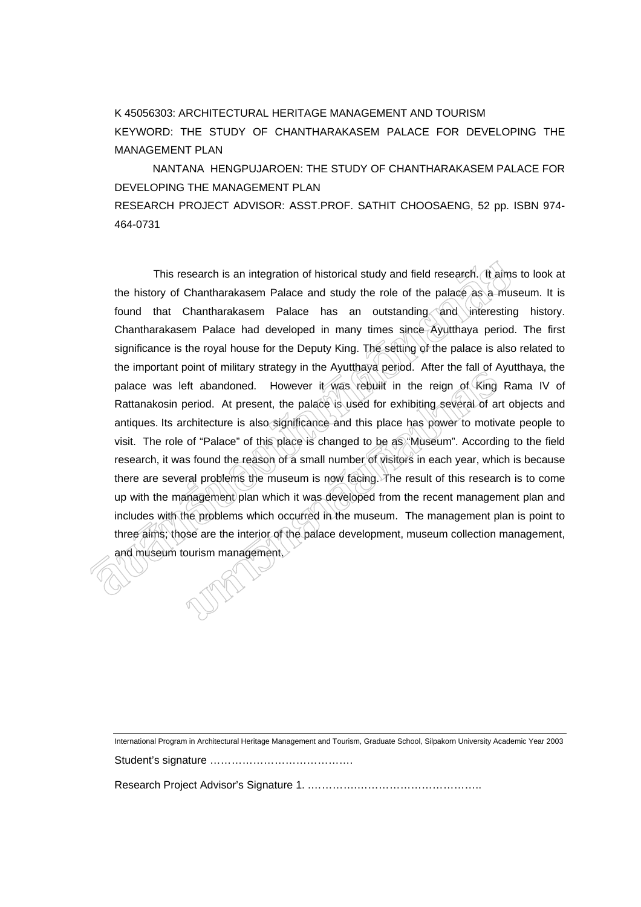K 45056303: ARCHITECTURAL HERITAGE MANAGEMENT AND TOURISM

KEYWORD: THE STUDY OF CHANTHARAKASEM PALACE FOR DEVELOPING THE MANAGEMENT PLAN

NANTANA HENGPUJAROEN: THE STUDY OF CHANTHARAKASEM PALACE FOR DEVELOPING THE MANAGEMENT PLAN

RESEARCH PROJECT ADVISOR: ASST.PROF. SATHIT CHOOSAENG, 52 pp. ISBN 974-464-0731

This research is an integration of historical study and field research. It aims to look at the history of Chantharakasem Palace and study the role of the palace as a museum. It is found that Chantharakasem Palace has an outstanding and interesting history. Chantharakasem Palace had developed in many times since Ayutthaya period. The first significance is the royal house for the Deputy King. The setting of the palace is also related to the important point of military strategy in the Ayutthaya period. After the fall of Ayutthaya, the palace was left abandoned. However it was rebuilt in the reign of King Rama IV of Rattanakosin period. At present, the palace is used for exhibiting several of art objects and antiques. Its architecture is also significance and this place has power to motivate people to visit. The role of "Palace" of this place is changed to be as "Museum". According to the field research, it was found the reason of a small number of visitors in each year, which is because there are several problems the museum is now facing. The result of this research is to come up with the management plan which it was developed from the recent management plan and includes with the problems which occurred in the museum. The management plan is point to three aims; those are the interior of the palace development, museum collection management, and museum tourism management.

International Program in Architectural Heritage Management and Tourism, Graduate School, Silpakorn University Academic Year 2003

Student's signature ………………………………….

Research Project Advisor's Signature 1. …………………………………………..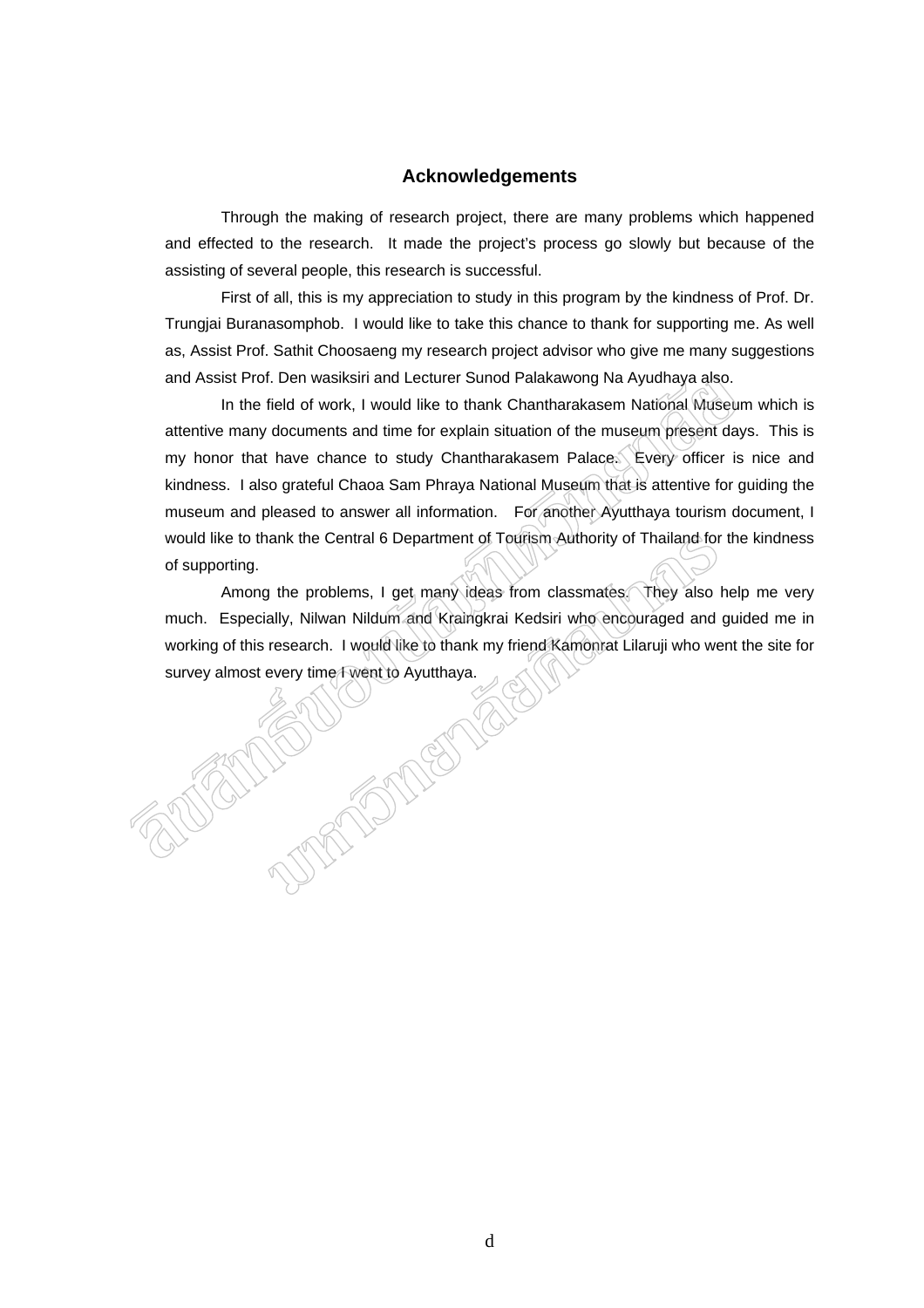## Acknowledgements

Through the making of research project, there are many problems which happened and effected to the research. It made the project's process go slowly but because of the assisting of several people, this research is successful.

First of all, this is my appreciation to study in this program by the kindness of Prof. Dr. Trungjai Buranasomphob. I would like to take this chance to thank for supporting me. As well as, Assist Prof. Sathit Choosaeng my research project advisor who give me many suggestions and Assist Prof. Den wasiksiri and Lecturer Sunod Palakawong Na Ayudhaya also.

In the field of work, I would like to thank Chantharakasem National Museum which is attentive many documents and time for explain situation of the museum present days. This is my honor that have chance to study Chantharakasem Palace. Every officer is nice and kindness. I also grateful Chaoa Sam Phraya National Museum that is attentive for guiding the museum and pleased to answer all information. For another Ayutthaya tourism document, I would like to thank the Central 6 Department of Tourism Authority of Thailand for the kindness of supporting.

Among the problems, I get many ideas from classmates. They also help me very much. Especially, Nilwan Nildum and Kraingkrai Kedsiri who encouraged and guided me in working of this research. I would like to thank my friend Kamonrat Lilaruji who went the site for survey almost every time I went to Ayutthaya.